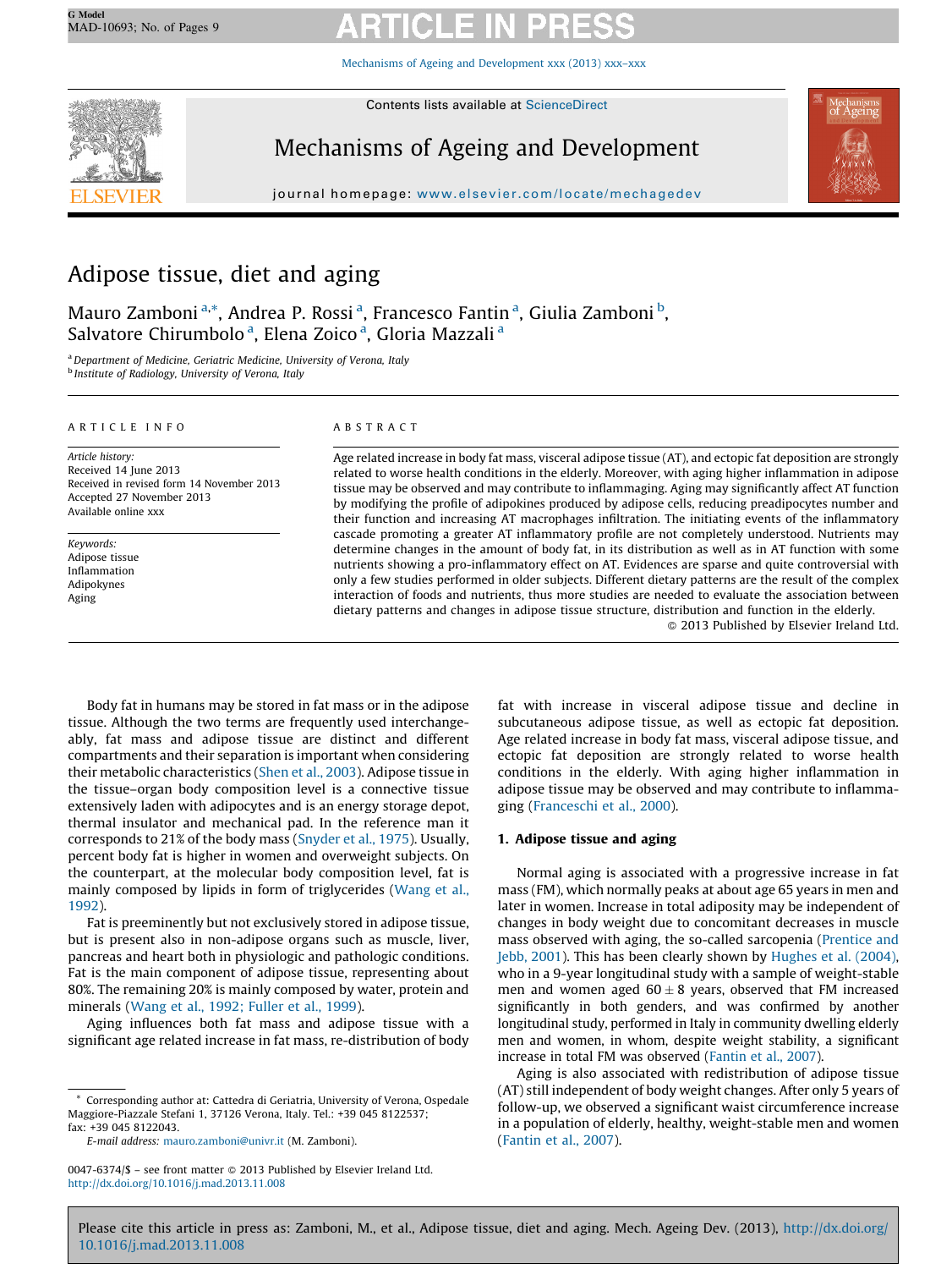# Adipose tissue, diet and aging

Mauro Zamboni [a,*], Andrea P. Rossi [a], Francesco Fantin [a], Giulia Zamboni [b], Salvatore Chirumbolo [a], Elena Zoico [a], Gloria Mazzali [a]

[a] Department of Medicine, Geriatric Medicine, University of Verona, Italy
[b] Institute of Radiology, University of Verona, Italy

## ARTICLE INFO

*Article history:*
Received 14 June 2013
Received in revised form 14 November 2013
Accepted 27 November 2013
Available online xxx

*Keywords:*
Adipose tissue
Inflammation
Adipokynes
Aging

## ABSTRACT

Age related increase in body fat mass, visceral adipose tissue (AT), and ectopic fat deposition are strongly related to worse health conditions in the elderly. Moreover, with aging higher inflammation in adipose tissue may be observed and may contribute to inflammaging. Aging may significantly affect AT function by modifying the profile of adipokines produced by adipose cells, reducing preadipocytes number and their function and increasing AT macrophages infiltration. The initiating events of the inflammatory cascade promoting a greater AT inflammatory profile are not completely understood. Nutrients may determine changes in the amount of body fat, in its distribution as well as in AT function with some nutrients showing a pro-inflammatory effect on AT. Evidences are sparse and quite controversial with only a few studies performed in older subjects. Different dietary patterns are the result of the complex interaction of foods and nutrients, thus more studies are needed to evaluate the association between dietary patterns and changes in adipose tissue structure, distribution and function in the elderly.

© 2013 Published by Elsevier Ireland Ltd.

Body fat in humans may be stored in fat mass or in the adipose tissue. Although the two terms are frequently used interchangeably, fat mass and adipose tissue are distinct and different compartments and their separation is important when considering their metabolic characteristics (Shen et al., 2003). Adipose tissue in the tissue–organ body composition level is a connective tissue extensively laden with adipocytes and is an energy storage depot, thermal insulator and mechanical pad. In the reference man it corresponds to 21% of the body mass (Snyder et al., 1975). Usually, percent body fat is higher in women and overweight subjects. On the counterpart, at the molecular body composition level, fat is mainly composed by lipids in form of triglycerides (Wang et al., 1992).

Fat is preeminently but not exclusively stored in adipose tissue, but is present also in non-adipose organs such as muscle, liver, pancreas and heart both in physiologic and pathologic conditions. Fat is the main component of adipose tissue, representing about 80%. The remaining 20% is mainly composed by water, protein and minerals (Wang et al., 1992; Fuller et al., 1999).

Aging influences both fat mass and adipose tissue with a significant age related increase in fat mass, re-distribution of body fat with increase in visceral adipose tissue and decline in subcutaneous adipose tissue, as well as ectopic fat deposition. Age related increase in body fat mass, visceral adipose tissue, and ectopic fat deposition are strongly related to worse health conditions in the elderly. With aging higher inflammation in adipose tissue may be observed and may contribute to inflammaging (Franceschi et al., 2000).

## 1. Adipose tissue and aging

Normal aging is associated with a progressive increase in fat mass (FM), which normally peaks at about age 65 years in men and later in women. Increase in total adiposity may be independent of changes in body weight due to concomitant decreases in muscle mass observed with aging, the so-called sarcopenia (Prentice and Jebb, 2001). This has been clearly shown by Hughes et al. (2004), who in a 9-year longitudinal study with a sample of weight-stable men and women aged $60 \pm 8$ years, observed that FM increased significantly in both genders, and was confirmed by another longitudinal study, performed in Italy in community dwelling elderly men and women, in whom, despite weight stability, a significant increase in total FM was observed (Fantin et al., 2007).

Aging is also associated with redistribution of adipose tissue (AT) still independent of body weight changes. After only 5 years of follow-up, we observed a significant waist circumference increase in a population of elderly, healthy, weight-stable men and women (Fantin et al., 2007).

\* Corresponding author at: Cattedra di Geriatria, University of Verona, Ospedale Maggiore-Piazzale Stefani 1, 37126 Verona, Italy. Tel.: +39 045 8122537; fax: +39 045 8122043.
E-mail address: mauro.zamboni@univr.it (M. Zamboni).

0047-6374/$ – see front matter © 2013 Published by Elsevier Ireland Ltd.
http://dx.doi.org/10.1016/j.mad.2013.11.008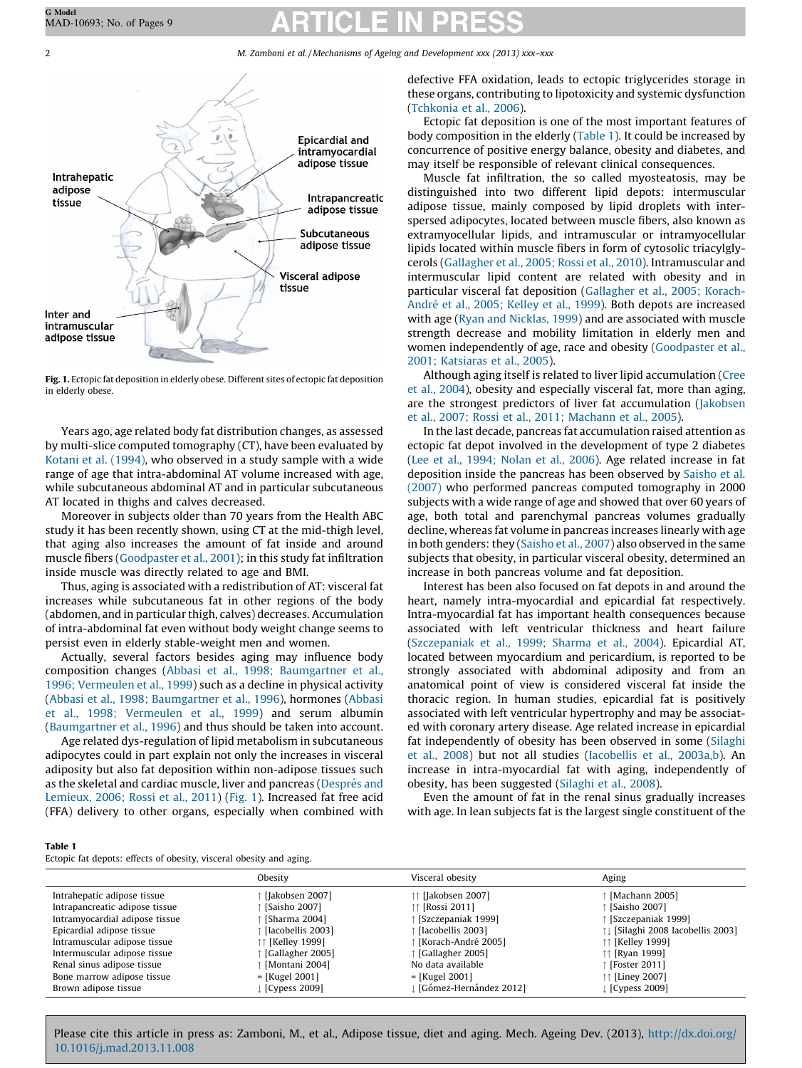Fig. 1. Ectopic fat deposition in elderly obese. Different sites of ectopic fat deposition in elderly obese.

Years ago, age related body fat distribution changes, as assessed by multi-slice computed tomography (CT), have been evaluated by Kotani et al. (1994), who observed in a study sample with a wide range of age that intra-abdominal AT volume increased with age, while subcutaneous abdominal AT and in particular subcutaneous AT located in thighs and calves decreased.

Moreover in subjects older than 70 years from the Health ABC study it has been recently shown, using CT at the mid-thigh level, that aging also increases the amount of fat inside and around muscle fibers (Goodpaster et al., 2001); in this study fat infiltration inside muscle was directly related to age and BMI.

Thus, aging is associated with a redistribution of AT: visceral fat increases while subcutaneous fat in other regions of the body (abdomen, and in particular thigh, calves) decreases. Accumulation of intra-abdominal fat even without body weight change seems to persist even in elderly stable-weight men and women.

Actually, several factors besides aging may influence body composition changes (Abbasi et al., 1998; Baumgartner et al., 1996; Vermeulen et al., 1999) such as a decline in physical activity (Abbasi et al., 1998; Baumgartner et al., 1996), hormones (Abbasi et al., 1998; Vermeulen et al., 1999) and serum albumin (Baumgartner et al., 1996) and thus should be taken into account.

Age related dys-regulation of lipid metabolism in subcutaneous adipocytes could in part explain not only the increases in visceral adiposity but also fat deposition within non-adipose tissues such as the skeletal and cardiac muscle, liver and pancreas (Després and Lemieux, 2006; Rossi et al., 2011) (Fig. 1). Increased fat free acid (FFA) delivery to other organs, especially when combined with defective FFA oxidation, leads to ectopic triglycerides storage in these organs, contributing to lipotoxicity and systemic dysfunction (Tchkonia et al., 2006).

Ectopic fat deposition is one of the most important features of body composition in the elderly (Table 1). It could be increased by concurrence of positive energy balance, obesity and diabetes, and may itself be responsible of relevant clinical consequences.

Muscle fat infiltration, the so called myosteatosis, may be distinguished into two different lipid depots: intermuscular adipose tissue, mainly composed by lipid droplets with interspersed adipocytes, located between muscle fibers, also known as extramyocellular lipids, and intramuscular or intramyocellular lipids located within muscle fibers in form of cytosolic triacylglycerols (Gallagher et al., 2005; Rossi et al., 2010). Intramuscular and intermuscular lipid content are related with obesity and in particular visceral fat deposition (Gallagher et al., 2005; Korach-André et al., 2005; Kelley et al., 1999). Both depots are increased with age (Ryan and Nicklas, 1999) and are associated with muscle strength decrease and mobility limitation in elderly men and women independently of age, race and obesity (Goodpaster et al., 2001; Katsiaras et al., 2005).

Although aging itself is related to liver lipid accumulation (Cree et al., 2004), obesity and especially visceral fat, more than aging, are the strongest predictors of liver fat accumulation (Jakobsen et al., 2007; Rossi et al., 2011; Machann et al., 2005).

In the last decade, pancreas fat accumulation raised attention as ectopic fat depot involved in the development of type 2 diabetes (Lee et al., 1994; Nolan et al., 2006). Age related increase in fat deposition inside the pancreas has been observed by Saisho et al. (2007) who performed pancreas computed tomography in 2000 subjects with a wide range of age and showed that over 60 years of age, both total and parenchymal pancreas volumes gradually decline, whereas fat volume in pancreas increases linearly with age in both genders: they (Saisho et al., 2007) also observed in the same subjects that obesity, in particular visceral obesity, determined an increase in both pancreas volume and fat deposition.

Interest has been also focused on fat depots in and around the heart, namely intra-myocardial and epicardial fat respectively. Intra-myocardial fat has important health consequences because associated with left ventricular thickness and heart failure (Szczepaniak et al., 1999; Sharma et al., 2004). Epicardial AT, located between myocardium and pericardium, is reported to be strongly associated with abdominal adiposity and from an anatomical point of view is considered visceral fat inside the thoracic region. In human studies, epicardial fat is positively associated with left ventricular hypertrophy and may be associated with coronary artery disease. Age related increase in epicardial fat independently of obesity has been observed in some (Silaghi et al., 2008) but not all studies (Iacobellis et al., 2003a,b). An increase in intra-myocardial fat with aging, independently of obesity, has been suggested (Silaghi et al., 2008).

Even the amount of fat in the renal sinus gradually increases with age. In lean subjects fat is the largest single constituent of the

**Table 1**
Ectopic fat depots: effects of obesity, visceral obesity and aging.

| | Obesity | Visceral obesity | Aging |
|---|---|---|---|
| Intrahepatic adipose tissue | ↑ [Jakobsen 2007] | ↑↑ [Jakobsen 2007] | ↑ [Machann 2005] |
| Intrapancreatic adipose tissue | ↑ [Saisho 2007] | ↑↑ [Rossi 2011] | ↑ [Saisho 2007] |
| Intramyocardial adipose tissue | ↑ [Sharma 2004] | ↑ [Szczepaniak 1999] | ↑ [Szczepaniak 1999] |
| Epicardial adipose tissue | ↑ [Iacobellis 2003] | ↑ [Iacobellis 2003] | ↑↓ [Silaghi 2008 Iacobellis 2003] |
| Intramuscular adipose tissue | ↑↑ [Kelley 1999] | ↑ [Korach-André 2005] | ↑↑ [Kelley 1999] |
| Intermuscular adipose tissue | ↑ [Gallagher 2005] | ↑ [Gallagher 2005] | ↑↑ [Ryan 1999] |
| Renal sinus adipose tissue | ↑ [Montani 2004] | No data available | ↑ [Foster 2011] |
| Bone marrow adipose tissue | = [Kugel 2001] | = [Kugel 2001] | ↑↑ [Liney 2007] |
| Brown adipose tissue | ↓ [Cypess 2009] | ↓ [Gómez-Hernández 2012] | ↓ [Cypess 2009] |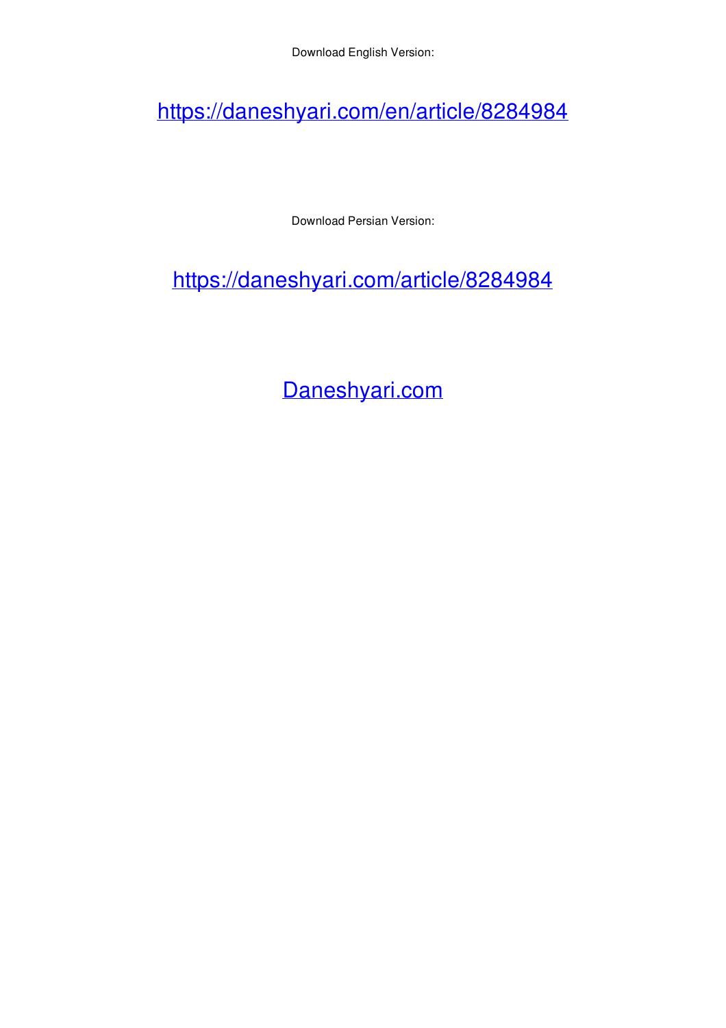Download English Version:

https://daneshyari.com/en/article/8284984

Download Persian Version:

https://daneshyari.com/article/8284984

Daneshyari.com